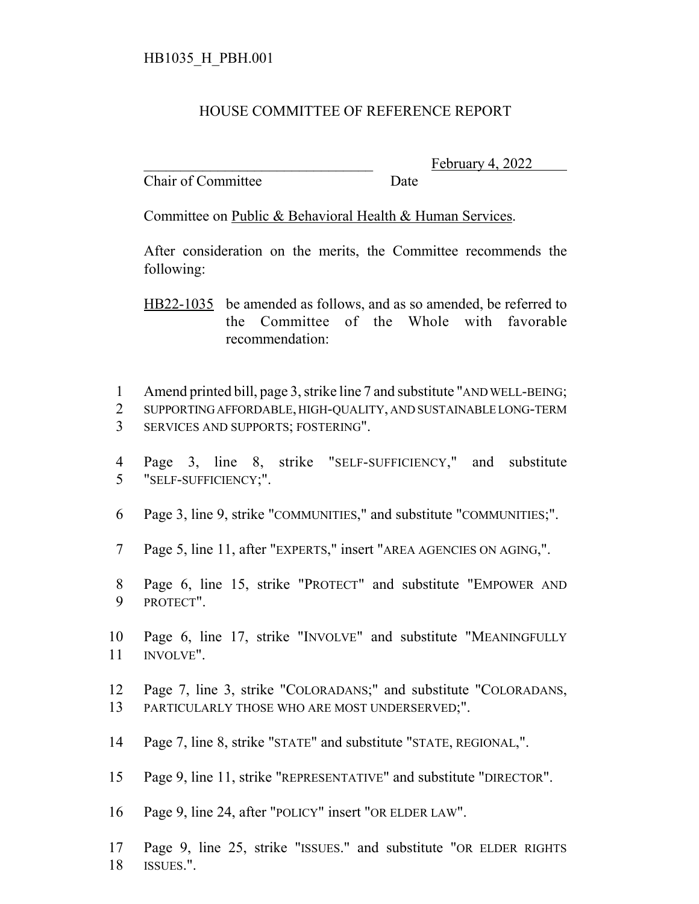HB1035_H_PBH.001

# HOUSE COMMITTEE OF REFERENCE REPORT

_______________________________ February 4, 2022
Chair of Committee Date

Committee on Public & Behavioral Health & Human Services.

After consideration on the merits, the Committee recommends the following:

HB22-1035 be amended as follows, and as so amended, be referred to the Committee of the Whole with favorable recommendation:

1 Amend printed bill, page 3, strike line 7 and substitute "AND WELL-BEING;
2 SUPPORTING AFFORDABLE, HIGH-QUALITY, AND SUSTAINABLE LONG-TERM
3 SERVICES AND SUPPORTS; FOSTERING".

4 Page 3, line 8, strike "SELF-SUFFICIENCY," and substitute
5 "SELF-SUFFICIENCY;".

6 Page 3, line 9, strike "COMMUNITIES," and substitute "COMMUNITIES;".

7 Page 5, line 11, after "EXPERTS," insert "AREA AGENCIES ON AGING,".

8 Page 6, line 15, strike "PROTECT" and substitute "EMPOWER AND
9 PROTECT".

10 Page 6, line 17, strike "INVOLVE" and substitute "MEANINGFULLY
11 INVOLVE".

12 Page 7, line 3, strike "COLORADANS;" and substitute "COLORADANS,
13 PARTICULARLY THOSE WHO ARE MOST UNDERSERVED;".

14 Page 7, line 8, strike "STATE" and substitute "STATE, REGIONAL,".

15 Page 9, line 11, strike "REPRESENTATIVE" and substitute "DIRECTOR".

16 Page 9, line 24, after "POLICY" insert "OR ELDER LAW".

17 Page 9, line 25, strike "ISSUES." and substitute "OR ELDER RIGHTS
18 ISSUES.".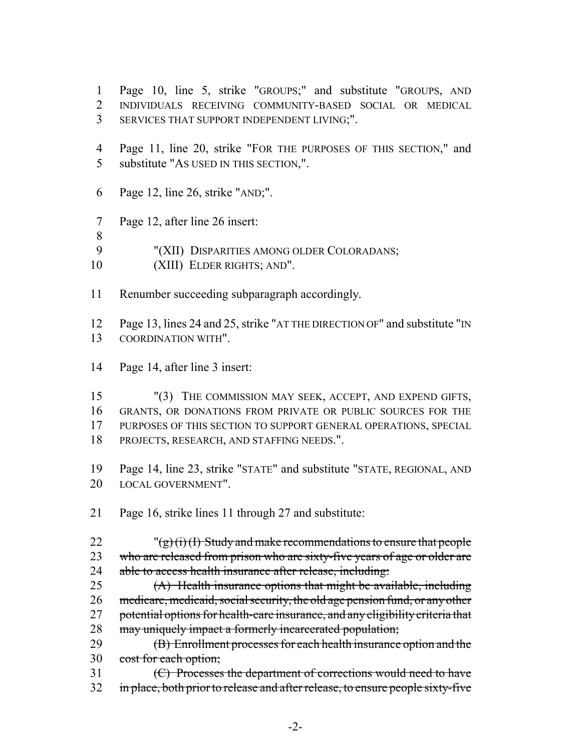Page 10, line 5, strike "GROUPS;" and substitute "GROUPS, AND INDIVIDUALS RECEIVING COMMUNITY-BASED SOCIAL OR MEDICAL SERVICES THAT SUPPORT INDEPENDENT LIVING;".

Page 11, line 20, strike "FOR THE PURPOSES OF THIS SECTION," and substitute "AS USED IN THIS SECTION,".

Page 12, line 26, strike "AND;".

Page 12, after line 26 insert:

"(XII) DISPARITIES AMONG OLDER COLORADANS;
(XIII) ELDER RIGHTS; AND".

Renumber succeeding subparagraph accordingly.

Page 13, lines 24 and 25, strike "AT THE DIRECTION OF" and substitute "IN COORDINATION WITH".

Page 14, after line 3 insert:

"(3) THE COMMISSION MAY SEEK, ACCEPT, AND EXPEND GIFTS, GRANTS, OR DONATIONS FROM PRIVATE OR PUBLIC SOURCES FOR THE PURPOSES OF THIS SECTION TO SUPPORT GENERAL OPERATIONS, SPECIAL PROJECTS, RESEARCH, AND STAFFING NEEDS.".

Page 14, line 23, strike "STATE" and substitute "STATE, REGIONAL, AND LOCAL GOVERNMENT".

Page 16, strike lines 11 through 27 and substitute:

"~~(g) (i) (I) Study and make recommendations to ensure that people who are released from prison who are sixty-five years of age or older are able to access health insurance after release, including:~~

~~(A) Health insurance options that might be available, including medicare, medicaid, social security, the old age pension fund, or any other potential options for health-care insurance, and any eligibility criteria that may uniquely impact a formerly incarcerated population;~~

~~(B) Enrollment processes for each health insurance option and the cost for each option;~~

~~(C) Processes the department of corrections would need to have in place, both prior to release and after release, to ensure people sixty-five~~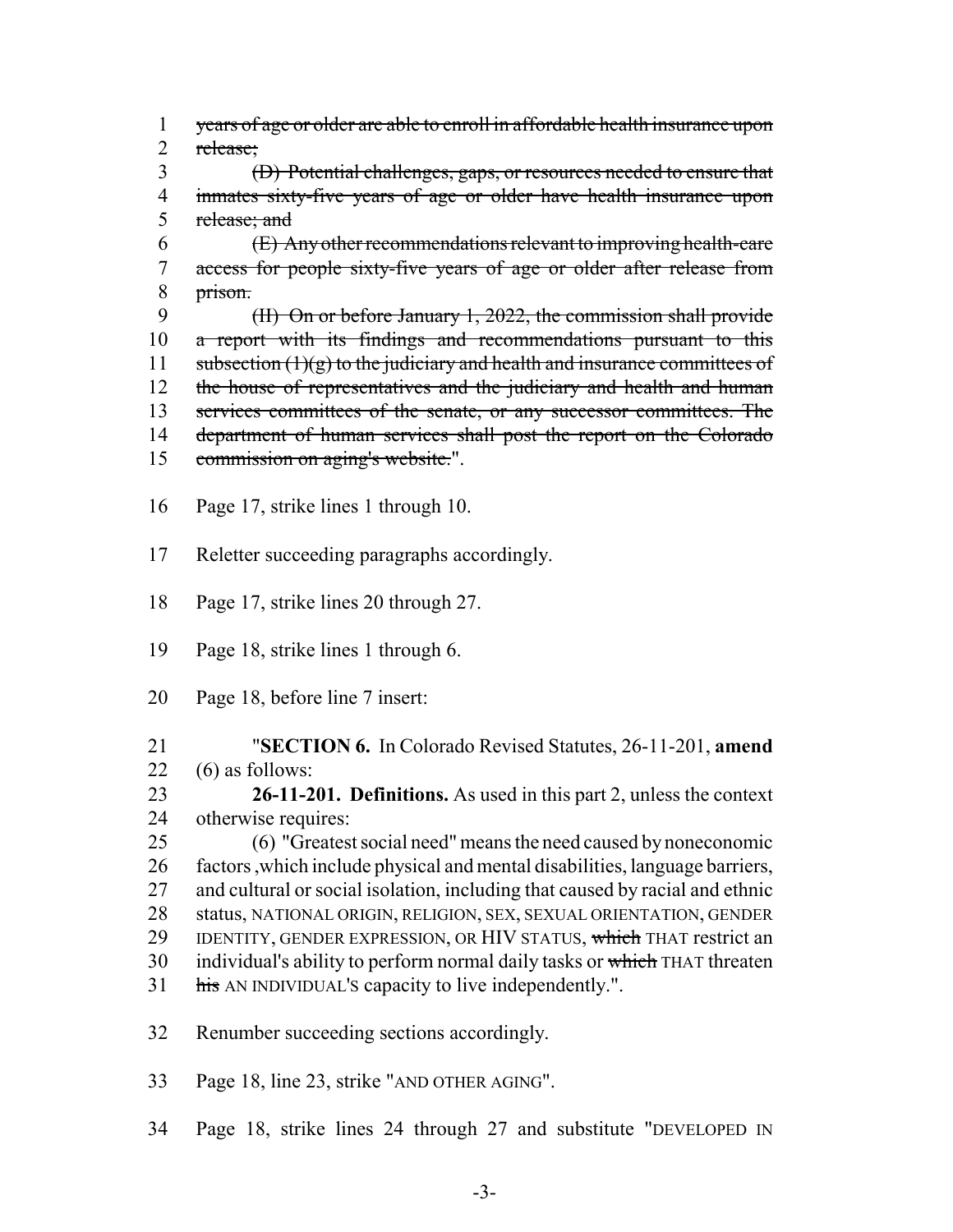1 ~~years of age or older are able to enroll in affordable health insurance upon~~
2 ~~release;~~
3 ~~(D) Potential challenges, gaps, or resources needed to ensure that~~
4 ~~inmates sixty-five years of age or older have health insurance upon~~
5 ~~release; and~~
6 ~~(E) Any other recommendations relevant to improving health-care~~
7 ~~access for people sixty-five years of age or older after release from~~
8 ~~prison.~~
9 ~~(II) On or before January 1, 2022, the commission shall provide~~
10 ~~a report with its findings and recommendations pursuant to this~~
11 ~~subsection (1)(g) to the judiciary and health and insurance committees of~~
12 ~~the house of representatives and the judiciary and health and human~~
13 ~~services committees of the senate, or any successor committees. The~~
14 ~~department of human services shall post the report on the Colorado~~
15 ~~commission on aging's website.~~".

16 Page 17, strike lines 1 through 10.

17 Reletter succeeding paragraphs accordingly.

18 Page 17, strike lines 20 through 27.

19 Page 18, strike lines 1 through 6.

20 Page 18, before line 7 insert:

21 "**SECTION 6.** In Colorado Revised Statutes, 26-11-201, **amend**
22 (6) as follows:
23 **26-11-201. Definitions.** As used in this part 2, unless the context
24 otherwise requires:
25 (6) "Greatest social need" means the need caused by noneconomic
26 factors ,which include physical and mental disabilities, language barriers,
27 and cultural or social isolation, including that caused by racial and ethnic
28 status, NATIONAL ORIGIN, RELIGION, SEX, SEXUAL ORIENTATION, GENDER
29 IDENTITY, GENDER EXPRESSION, OR HIV STATUS, ~~which~~ THAT restrict an
30 individual's ability to perform normal daily tasks or ~~which~~ THAT threaten
31 ~~his~~ AN INDIVIDUAL'S capacity to live independently.".

32 Renumber succeeding sections accordingly.

33 Page 18, line 23, strike "AND OTHER AGING".

34 Page 18, strike lines 24 through 27 and substitute "DEVELOPED IN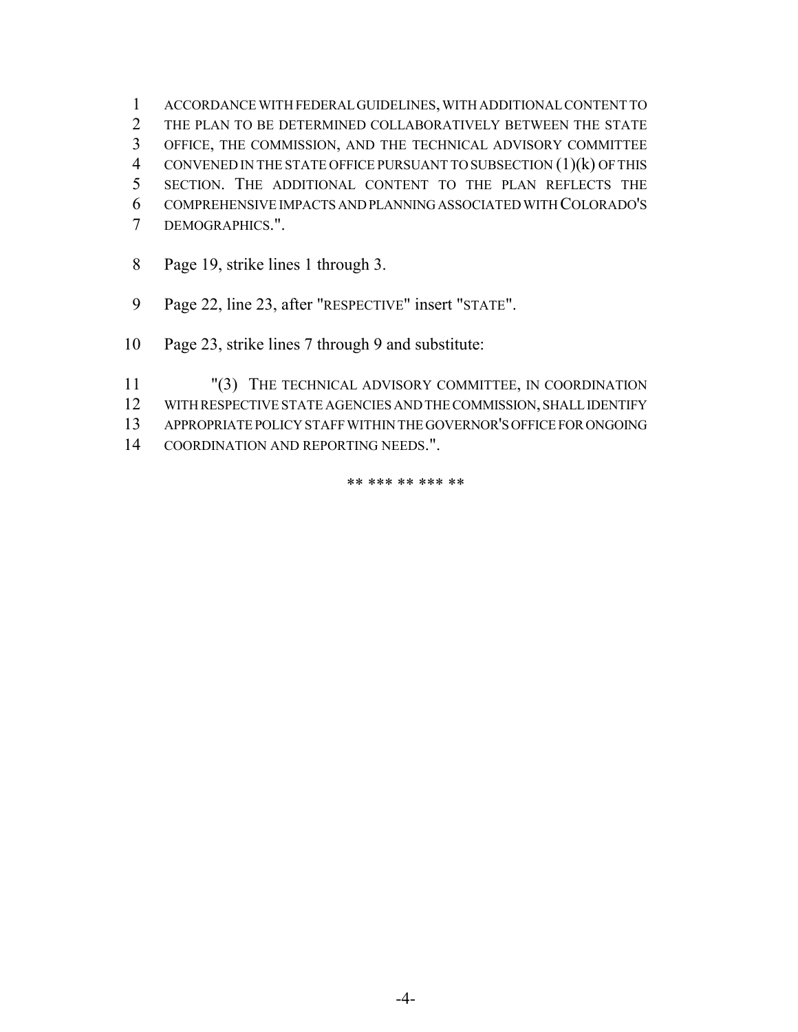ACCORDANCE WITH FEDERAL GUIDELINES, WITH ADDITIONAL CONTENT TO THE PLAN TO BE DETERMINED COLLABORATIVELY BETWEEN THE STATE OFFICE, THE COMMISSION, AND THE TECHNICAL ADVISORY COMMITTEE CONVENED IN THE STATE OFFICE PURSUANT TO SUBSECTION (1)(k) OF THIS SECTION. THE ADDITIONAL CONTENT TO THE PLAN REFLECTS THE COMPREHENSIVE IMPACTS AND PLANNING ASSOCIATED WITH COLORADO'S DEMOGRAPHICS.".

Page 19, strike lines 1 through 3.

Page 22, line 23, after "RESPECTIVE" insert "STATE".

Page 23, strike lines 7 through 9 and substitute:

"(3) THE TECHNICAL ADVISORY COMMITTEE, IN COORDINATION WITH RESPECTIVE STATE AGENCIES AND THE COMMISSION, SHALL IDENTIFY APPROPRIATE POLICY STAFF WITHIN THE GOVERNOR'S OFFICE FOR ONGOING COORDINATION AND REPORTING NEEDS.".

** *** ** *** **